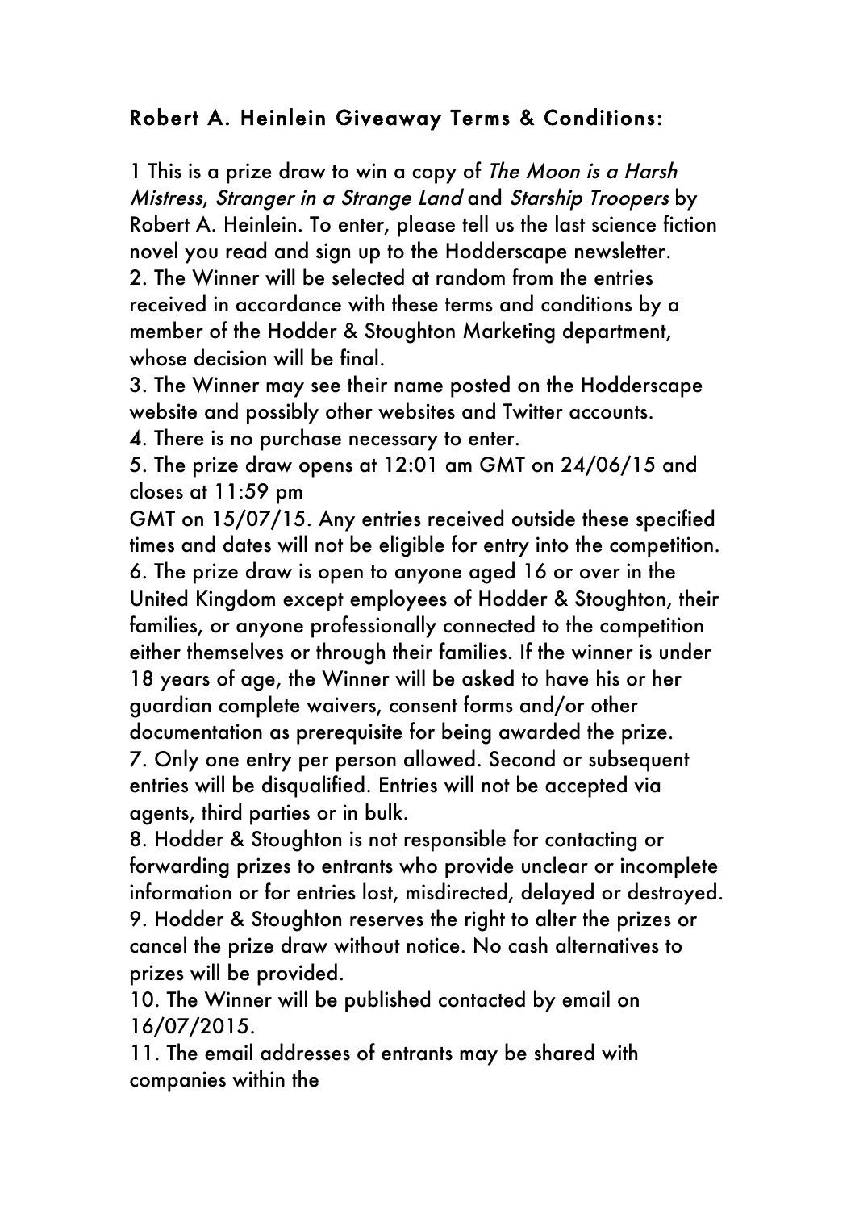## Robert A. Heinlein Giveaway Terms & Conditions:

1 This is a prize draw to win a copy of *The Moon is a Harsh Mistress*, *Stranger in a Strange Land* and *Starship Troopers* by Robert A. Heinlein. To enter, please tell us the last science fiction novel you read and sign up to the Hodderscape newsletter.

2. The Winner will be selected at random from the entries received in accordance with these terms and conditions by a member of the Hodder & Stoughton Marketing department, whose decision will be final.

3. The Winner may see their name posted on the Hodderscape website and possibly other websites and Twitter accounts.

4. There is no purchase necessary to enter.

5. The prize draw opens at 12:01 am GMT on 24/06/15 and closes at 11:59 pm GMT on 15/07/15. Any entries received outside these specified times and dates will not be eligible for entry into the competition.

6. The prize draw is open to anyone aged 16 or over in the United Kingdom except employees of Hodder & Stoughton, their families, or anyone professionally connected to the competition either themselves or through their families. If the winner is under 18 years of age, the Winner will be asked to have his or her guardian complete waivers, consent forms and/or other documentation as prerequisite for being awarded the prize.

7. Only one entry per person allowed. Second or subsequent entries will be disqualified. Entries will not be accepted via agents, third parties or in bulk.

8. Hodder & Stoughton is not responsible for contacting or forwarding prizes to entrants who provide unclear or incomplete information or for entries lost, misdirected, delayed or destroyed.

9. Hodder & Stoughton reserves the right to alter the prizes or cancel the prize draw without notice. No cash alternatives to prizes will be provided.

10. The Winner will be published contacted by email on 16/07/2015.

11. The email addresses of entrants may be shared with companies within the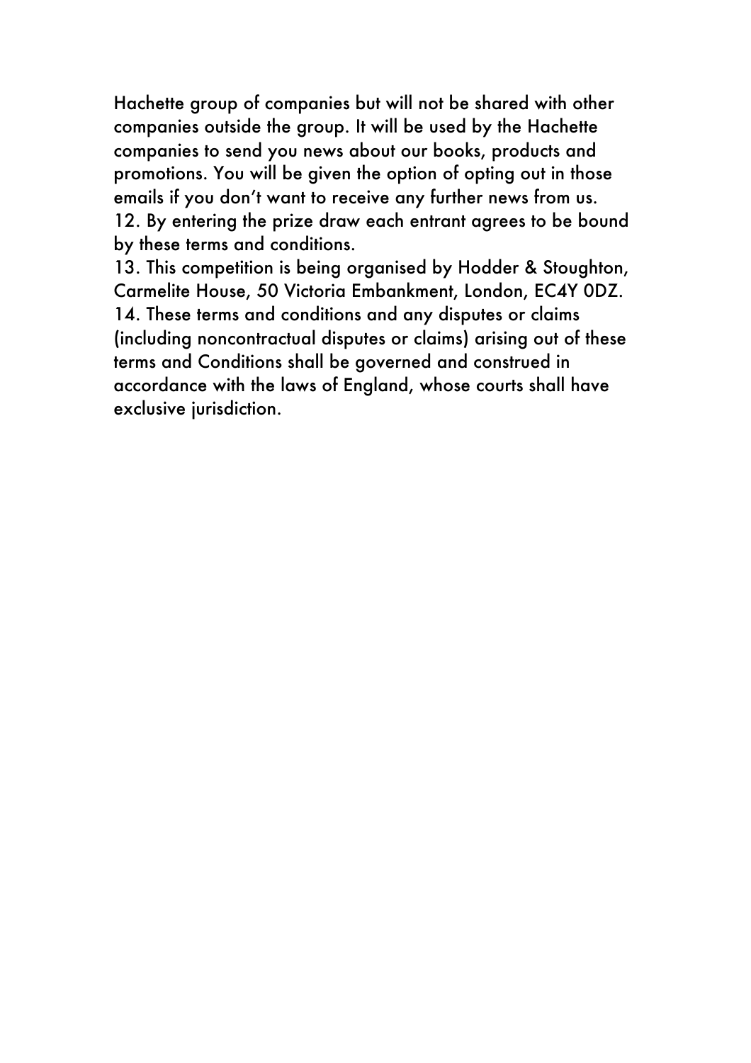Hachette group of companies but will not be shared with other companies outside the group. It will be used by the Hachette companies to send you news about our books, products and promotions. You will be given the option of opting out in those emails if you don't want to receive any further news from us.

12. By entering the prize draw each entrant agrees to be bound by these terms and conditions.

13. This competition is being organised by Hodder & Stoughton, Carmelite House, 50 Victoria Embankment, London, EC4Y 0DZ.

14. These terms and conditions and any disputes or claims (including noncontractual disputes or claims) arising out of these terms and Conditions shall be governed and construed in accordance with the laws of England, whose courts shall have exclusive jurisdiction.